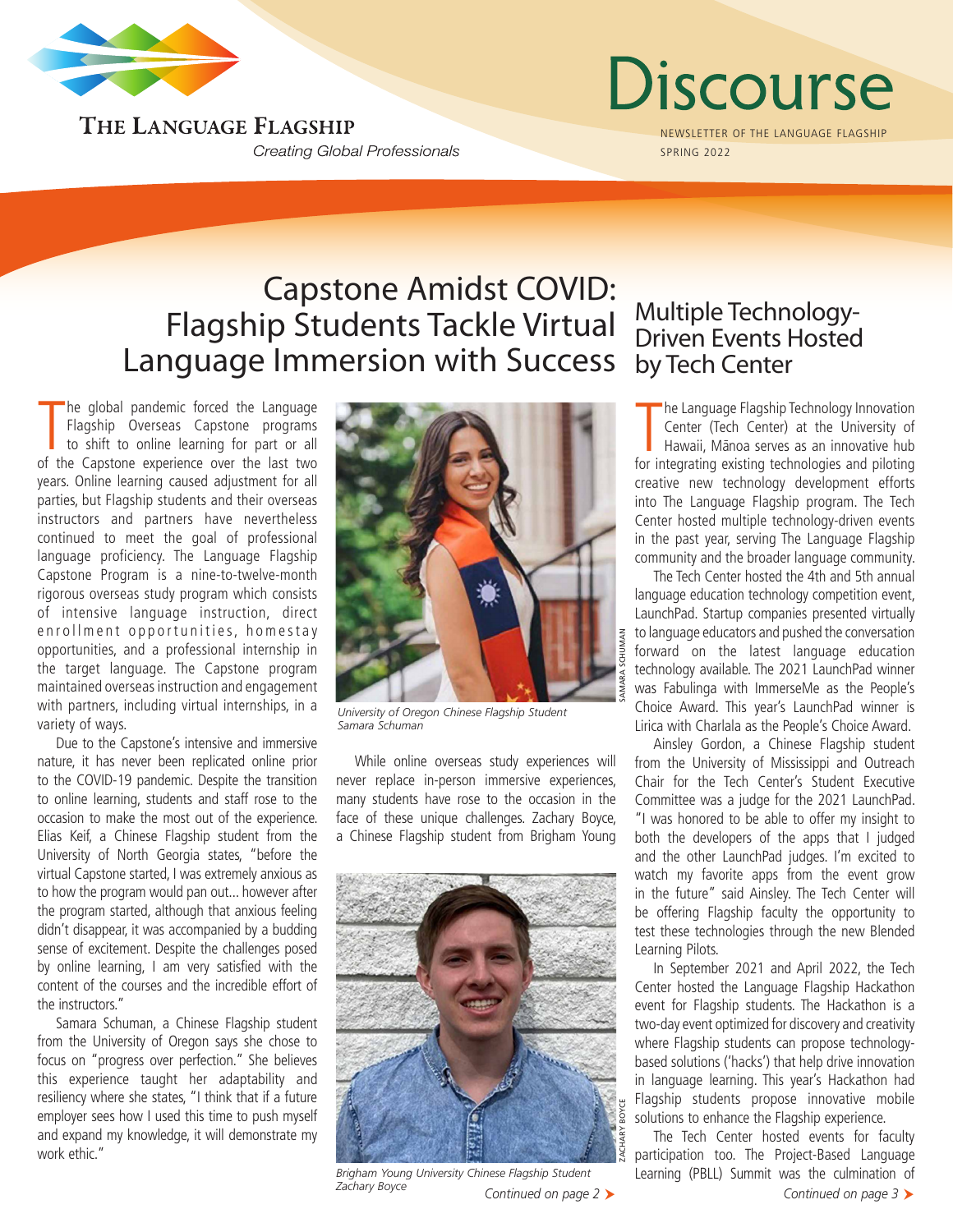THE LANGUAGE FLAGSHIP

*Creating Global Professionals*

# Discourse

NEWSLETTER OF THE LANGUAGE FLAGSHIP
SPRING 2022

## Capstone Amidst COVID: Flagship Students Tackle Virtual Language Immersion with Success

The global pandemic forced the Language Flagship Overseas Capstone programs to shift to online learning for part or all of the Capstone experience over the last two years. Online learning caused adjustment for all parties, but Flagship students and their overseas instructors and partners have nevertheless continued to meet the goal of professional language proficiency. The Language Flagship Capstone Program is a nine-to-twelve-month rigorous overseas study program which consists of intensive language instruction, direct enrollment opportunities, homestay opportunities, and a professional internship in the target language. The Capstone program maintained overseas instruction and engagement with partners, including virtual internships, in a variety of ways.

Due to the Capstone's intensive and immersive nature, it has never been replicated online prior to the COVID-19 pandemic. Despite the transition to online learning, students and staff rose to the occasion to make the most out of the experience. Elias Keif, a Chinese Flagship student from the University of North Georgia states, "before the virtual Capstone started, I was extremely anxious as to how the program would pan out... however after the program started, although that anxious feeling didn't disappear, it was accompanied by a budding sense of excitement. Despite the challenges posed by online learning, I am very satisfied with the content of the courses and the incredible effort of the instructors."

Samara Schuman, a Chinese Flagship student from the University of Oregon says she chose to focus on "progress over perfection." She believes this experience taught her adaptability and resiliency where she states, "I think that if a future employer sees how I used this time to push myself and expand my knowledge, it will demonstrate my work ethic."

SAMARA SCHUMAN

*University of Oregon Chinese Flagship Student Samara Schuman*

While online overseas study experiences will never replace in-person immersive experiences, many students have rose to the occasion in the face of these unique challenges. Zachary Boyce, a Chinese Flagship student from Brigham Young

ZACHARY BOYCE

*Brigham Young University Chinese Flagship Student Zachary Boyce*

*Continued on page 2* ➤

## Multiple Technology-Driven Events Hosted by Tech Center

The Language Flagship Technology Innovation Center (Tech Center) at the University of Hawaii, Mānoa serves as an innovative hub for integrating existing technologies and piloting creative new technology development efforts into The Language Flagship program. The Tech Center hosted multiple technology-driven events in the past year, serving The Language Flagship community and the broader language community.

The Tech Center hosted the 4th and 5th annual language education technology competition event, LaunchPad. Startup companies presented virtually to language educators and pushed the conversation forward on the latest language education technology available. The 2021 LaunchPad winner was Fabulinga with ImmerseMe as the People's Choice Award. This year's LaunchPad winner is Lirica with Charlala as the People's Choice Award.

Ainsley Gordon, a Chinese Flagship student from the University of Mississippi and Outreach Chair for the Tech Center's Student Executive Committee was a judge for the 2021 LaunchPad. "I was honored to be able to offer my insight to both the developers of the apps that I judged and the other LaunchPad judges. I'm excited to watch my favorite apps from the event grow in the future" said Ainsley. The Tech Center will be offering Flagship faculty the opportunity to test these technologies through the new Blended Learning Pilots.

In September 2021 and April 2022, the Tech Center hosted the Language Flagship Hackathon event for Flagship students. The Hackathon is a two-day event optimized for discovery and creativity where Flagship students can propose technology-based solutions ('hacks') that help drive innovation in language learning. This year's Hackathon had Flagship students propose innovative mobile solutions to enhance the Flagship experience.

The Tech Center hosted events for faculty participation too. The Project-Based Language Learning (PBLL) Summit was the culmination of

*Continued on page 3* ➤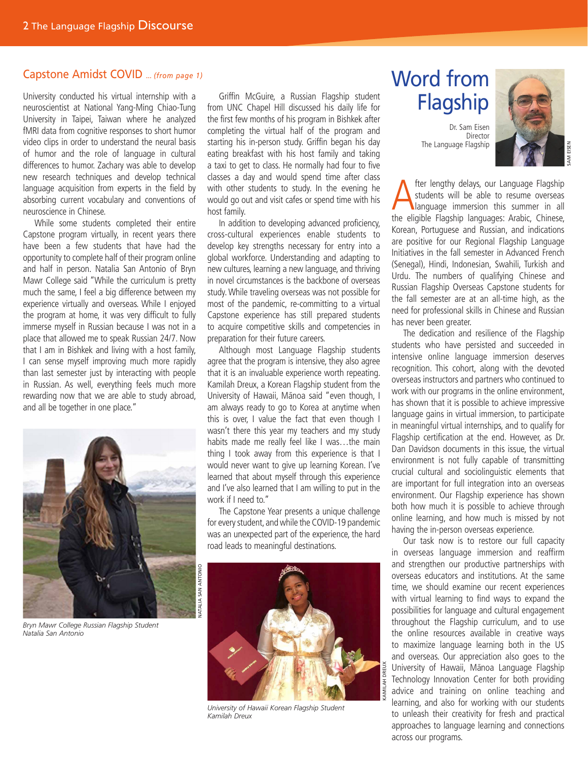## Capstone Amidst COVID *... (from page 1)*

University conducted his virtual internship with a neuroscientist at National Yang-Ming Chiao-Tung University in Taipei, Taiwan where he analyzed fMRI data from cognitive responses to short humor video clips in order to understand the neural basis of humor and the role of language in cultural differences to humor. Zachary was able to develop new research techniques and develop technical language acquisition from experts in the field by absorbing current vocabulary and conventions of neuroscience in Chinese.

While some students completed their entire Capstone program virtually, in recent years there have been a few students that have had the opportunity to complete half of their program online and half in person. Natalia San Antonio of Bryn Mawr College said "While the curriculum is pretty much the same, I feel a big difference between my experience virtually and overseas. While I enjoyed the program at home, it was very difficult to fully immerse myself in Russian because I was not in a place that allowed me to speak Russian 24/7. Now that I am in Bishkek and living with a host family, I can sense myself improving much more rapidly than last semester just by interacting with people in Russian. As well, everything feels much more rewarding now that we are able to study abroad, and all be together in one place."

*Bryn Mawr College Russian Flagship Student Natalia San Antonio*

Griffin McGuire, a Russian Flagship student from UNC Chapel Hill discussed his daily life for the first few months of his program in Bishkek after completing the virtual half of the program and starting his in-person study. Griffin began his day eating breakfast with his host family and taking a taxi to get to class. He normally had four to five classes a day and would spend time after class with other students to study. In the evening he would go out and visit cafes or spend time with his host family.

In addition to developing advanced proficiency, cross-cultural experiences enable students to develop key strengths necessary for entry into a global workforce. Understanding and adapting to new cultures, learning a new language, and thriving in novel circumstances is the backbone of overseas study. While traveling overseas was not possible for most of the pandemic, re-committing to a virtual Capstone experience has still prepared students to acquire competitive skills and competencies in preparation for their future careers.

Although most Language Flagship students agree that the program is intensive, they also agree that it is an invaluable experience worth repeating. Kamilah Dreux, a Korean Flagship student from the University of Hawaii, Mānoa said "even though, I am always ready to go to Korea at anytime when this is over, I value the fact that even though I wasn't there this year my teachers and my study habits made me really feel like I was…the main thing I took away from this experience is that I would never want to give up learning Korean. I've learned that about myself through this experience and I've also learned that I am willing to put in the work if I need to."

The Capstone Year presents a unique challenge for every student, and while the COVID-19 pandemic was an unexpected part of the experience, the hard road leads to meaningful destinations.

*University of Hawaii Korean Flagship Student Kamilah Dreux*

# Word from Flagship

Dr. Sam Eisen
Director
The Language Flagship

After lengthy delays, our Language Flagship students will be able to resume overseas language immersion this summer in all the eligible Flagship languages: Arabic, Chinese, Korean, Portuguese and Russian, and indications are positive for our Regional Flagship Language Initiatives in the fall semester in Advanced French (Senegal), Hindi, Indonesian, Swahili, Turkish and Urdu. The numbers of qualifying Chinese and Russian Flagship Overseas Capstone students for the fall semester are at an all-time high, as the need for professional skills in Chinese and Russian has never been greater.

The dedication and resilience of the Flagship students who have persisted and succeeded in intensive online language immersion deserves recognition. This cohort, along with the devoted overseas instructors and partners who continued to work with our programs in the online environment, has shown that it is possible to achieve impressive language gains in virtual immersion, to participate in meaningful virtual internships, and to qualify for Flagship certification at the end. However, as Dr. Dan Davidson documents in this issue, the virtual environment is not fully capable of transmitting crucial cultural and sociolinguistic elements that are important for full integration into an overseas environment. Our Flagship experience has shown both how much it is possible to achieve through online learning, and how much is missed by not having the in-person overseas experience.

Our task now is to restore our full capacity in overseas language immersion and reaffirm and strengthen our productive partnerships with overseas educators and institutions. At the same time, we should examine our recent experiences with virtual learning to find ways to expand the possibilities for language and cultural engagement throughout the Flagship curriculum, and to use the online resources available in creative ways to maximize language learning both in the US and overseas. Our appreciation also goes to the University of Hawaii, Mānoa Language Flagship Technology Innovation Center for both providing advice and training on online teaching and learning, and also for working with our students to unleash their creativity for fresh and practical approaches to language learning and connections across our programs.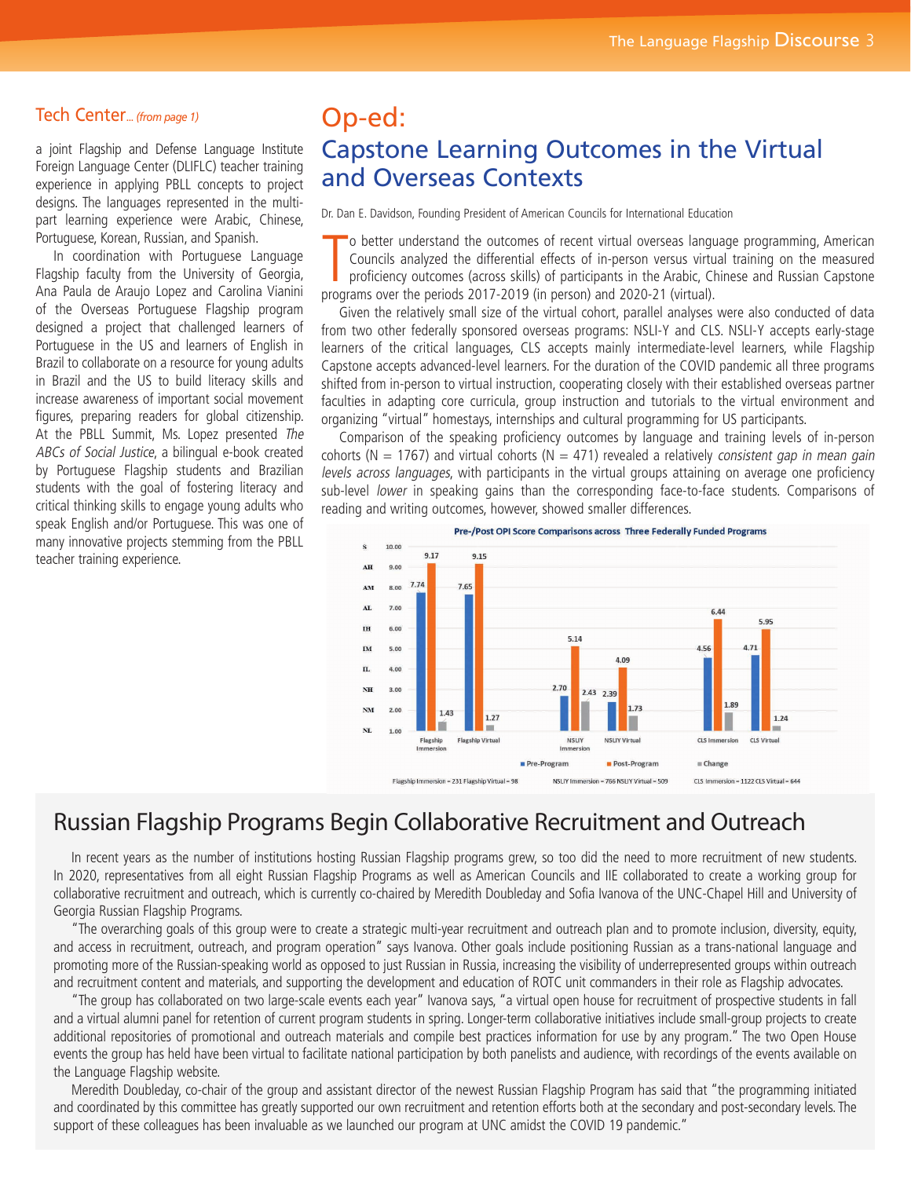## Tech Center*... (from page 1)*

a joint Flagship and Defense Language Institute Foreign Language Center (DLIFLC) teacher training experience in applying PBLL concepts to project designs. The languages represented in the multi-part learning experience were Arabic, Chinese, Portuguese, Korean, Russian, and Spanish.

In coordination with Portuguese Language Flagship faculty from the University of Georgia, Ana Paula de Araujo Lopez and Carolina Vianini of the Overseas Portuguese Flagship program designed a project that challenged learners of Portuguese in the US and learners of English in Brazil to collaborate on a resource for young adults in Brazil and the US to build literacy skills and increase awareness of important social movement figures, preparing readers for global citizenship. At the PBLL Summit, Ms. Lopez presented *The ABCs of Social Justice*, a bilingual e-book created by Portuguese Flagship students and Brazilian students with the goal of fostering literacy and critical thinking skills to engage young adults who speak English and/or Portuguese. This was one of many innovative projects stemming from the PBLL teacher training experience.

# Op-ed:

## Capstone Learning Outcomes in the Virtual and Overseas Contexts

Dr. Dan E. Davidson, Founding President of American Councils for International Education

To better understand the outcomes of recent virtual overseas language programming, American Councils analyzed the differential effects of in-person versus virtual training on the measured proficiency outcomes (across skills) of participants in the Arabic, Chinese and Russian Capstone programs over the periods 2017-2019 (in person) and 2020-21 (virtual).

Given the relatively small size of the virtual cohort, parallel analyses were also conducted of data from two other federally sponsored overseas programs: NSLI-Y and CLS. NSLI-Y accepts early-stage learners of the critical languages, CLS accepts mainly intermediate-level learners, while Flagship Capstone accepts advanced-level learners. For the duration of the COVID pandemic all three programs shifted from in-person to virtual instruction, cooperating closely with their established overseas partner faculties in adapting core curricula, group instruction and tutorials to the virtual environment and organizing "virtual" homestays, internships and cultural programming for US participants.

Comparison of the speaking proficiency outcomes by language and training levels of in-person cohorts (N = 1767) and virtual cohorts (N = 471) revealed a relatively *consistent gap in mean gain levels across languages*, with participants in the virtual groups attaining on average one proficiency sub-level *lower* in speaking gains than the corresponding face-to-face students. Comparisons of reading and writing outcomes, however, showed smaller differences.

**Pre-/Post OPI Score Comparisons across Three Federally Funded Programs**

| Program | Pre-Program | Post-Program | Change |
|---|---|---|---|
| Flagship Immersion | 7.74 | 9.17 | 1.43 |
| Flagship Virtual | 7.65 | 9.15 | 1.27 |
| NSLIY Immersion | 2.70 | 5.14 | 2.43 |
| NSLIY Virtual | 2.39 | 4.09 | 1.73 |
| CLS Immersion | 4.56 | 6.44 | 1.89 |
| CLS Virtual | 4.71 | 5.95 | 1.24 |

Scale: NL 1.00, NM 2.00, NH 3.00, IL 4.00, IM 5.00, IH 6.00, AL 7.00, AM 8.00, AH 9.00, S 10.00

Flagship Immersion = 231 Flagship Virtual = 98 NSLIY Immersion = 766 NSLIY Virtual = 509 CLS Immersion = 1122 CLS Virtual = 644

## Russian Flagship Programs Begin Collaborative Recruitment and Outreach

In recent years as the number of institutions hosting Russian Flagship programs grew, so too did the need to more recruitment of new students. In 2020, representatives from all eight Russian Flagship Programs as well as American Councils and IIE collaborated to create a working group for collaborative recruitment and outreach, which is currently co-chaired by Meredith Doubleday and Sofia Ivanova of the UNC-Chapel Hill and University of Georgia Russian Flagship Programs.

"The overarching goals of this group were to create a strategic multi-year recruitment and outreach plan and to promote inclusion, diversity, equity, and access in recruitment, outreach, and program operation" says Ivanova. Other goals include positioning Russian as a trans-national language and promoting more of the Russian-speaking world as opposed to just Russian in Russia, increasing the visibility of underrepresented groups within outreach and recruitment content and materials, and supporting the development and education of ROTC unit commanders in their role as Flagship advocates.

"The group has collaborated on two large-scale events each year" Ivanova says, "a virtual open house for recruitment of prospective students in fall and a virtual alumni panel for retention of current program students in spring. Longer-term collaborative initiatives include small-group projects to create additional repositories of promotional and outreach materials and compile best practices information for use by any program." The two Open House events the group has held have been virtual to facilitate national participation by both panelists and audience, with recordings of the events available on the Language Flagship website.

Meredith Doubleday, co-chair of the group and assistant director of the newest Russian Flagship Program has said that "the programming initiated and coordinated by this committee has greatly supported our own recruitment and retention efforts both at the secondary and post-secondary levels. The support of these colleagues has been invaluable as we launched our program at UNC amidst the COVID 19 pandemic."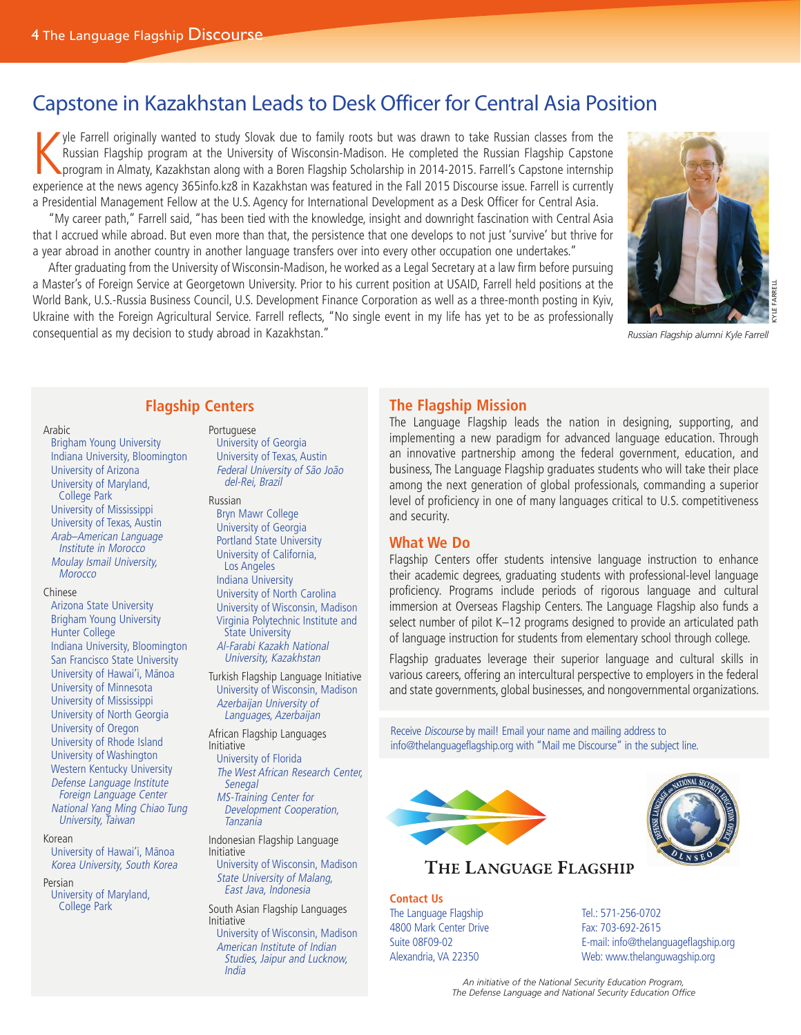# Capstone in Kazakhstan Leads to Desk Officer for Central Asia Position

Kyle Farrell originally wanted to study Slovak due to family roots but was drawn to take Russian classes from the Russian Flagship program at the University of Wisconsin-Madison. He completed the Russian Flagship Capstone program in Almaty, Kazakhstan along with a Boren Flagship Scholarship in 2014-2015. Farrell's Capstone internship experience at the news agency 365info.kz8 in Kazakhstan was featured in the Fall 2015 Discourse issue. Farrell is currently a Presidential Management Fellow at the U.S. Agency for International Development as a Desk Officer for Central Asia.

"My career path," Farrell said, "has been tied with the knowledge, insight and downright fascination with Central Asia that I accrued while abroad. But even more than that, the persistence that one develops to not just 'survive' but thrive for a year abroad in another country in another language transfers over into every other occupation one undertakes."

After graduating from the University of Wisconsin-Madison, he worked as a Legal Secretary at a law firm before pursuing a Master's of Foreign Service at Georgetown University. Prior to his current position at USAID, Farrell held positions at the World Bank, U.S.-Russia Business Council, U.S. Development Finance Corporation as well as a three-month posting in Kyiv, Ukraine with the Foreign Agricultural Service. Farrell reflects, "No single event in my life has yet to be as professionally consequential as my decision to study abroad in Kazakhstan."

KYLE FARRELL

*Russian Flagship alumni Kyle Farrell*

## Flagship Centers

Arabic
- Brigham Young University
- Indiana University, Bloomington
- University of Arizona
- University of Maryland, College Park
- University of Mississippi
- University of Texas, Austin
- *Arab–American Language Institute in Morocco*
- *Moulay Ismail University, Morocco*

Chinese
- Arizona State University
- Brigham Young University
- Hunter College
- Indiana University, Bloomington
- San Francisco State University
- University of Hawai'i, Mānoa
- University of Minnesota
- University of Mississippi
- University of North Georgia
- University of Oregon
- University of Rhode Island
- University of Washington
- Western Kentucky University
- *Defense Language Institute Foreign Language Center*
- *National Yang Ming Chiao Tung University, Taiwan*

Korean
- University of Hawai'i, Mānoa
- *Korea University, South Korea*

Persian
- University of Maryland, College Park

Portuguese
- University of Georgia
- University of Texas, Austin
- *Federal University of São João del-Rei, Brazil*

Russian
- Bryn Mawr College
- University of Georgia
- Portland State University
- University of California, Los Angeles
- Indiana University
- University of North Carolina
- University of Wisconsin, Madison
- Virginia Polytechnic Institute and State University
- *Al-Farabi Kazakh National University, Kazakhstan*

Turkish Flagship Language Initiative
- University of Wisconsin, Madison
- *Azerbaijan University of Languages, Azerbaijan*

African Flagship Languages Initiative
- University of Florida
- *The West African Research Center, Senegal*
- *MS-Training Center for Development Cooperation, Tanzania*

Indonesian Flagship Language Initiative
- University of Wisconsin, Madison
- *State University of Malang, East Java, Indonesia*

South Asian Flagship Languages Initiative
- University of Wisconsin, Madison
- *American Institute of Indian Studies, Jaipur and Lucknow, India*

## The Flagship Mission

The Language Flagship leads the nation in designing, supporting, and implementing a new paradigm for advanced language education. Through an innovative partnership among the federal government, education, and business, The Language Flagship graduates students who will take their place among the next generation of global professionals, commanding a superior level of proficiency in one of many languages critical to U.S. competitiveness and security.

## What We Do

Flagship Centers offer students intensive language instruction to enhance their academic degrees, graduating students with professional-level language proficiency. Programs include periods of rigorous language and cultural immersion at Overseas Flagship Centers. The Language Flagship also funds a select number of pilot K–12 programs designed to provide an articulated path of language instruction for students from elementary school through college.

Flagship graduates leverage their superior language and cultural skills in various careers, offering an intercultural perspective to employers in the federal and state governments, global businesses, and nongovernmental organizations.

Receive *Discourse* by mail! Email your name and mailing address to info@thelanguageflagship.org with "Mail me Discourse" in the subject line.

THE LANGUAGE FLAGSHIP

DEFENSE LANGUAGE AND NATIONAL SECURITY EDUCATION OFFICE — DLNSEO

**Contact Us**

The Language Flagship
4800 Mark Center Drive
Suite 08F09-02
Alexandria, VA 22350

Tel.: 571-256-0702
Fax: 703-692-2615
E-mail: info@thelanguageflagship.org
Web: www.thelanguwagship.org

*An initiative of the National Security Education Program, The Defense Language and National Security Education Office*